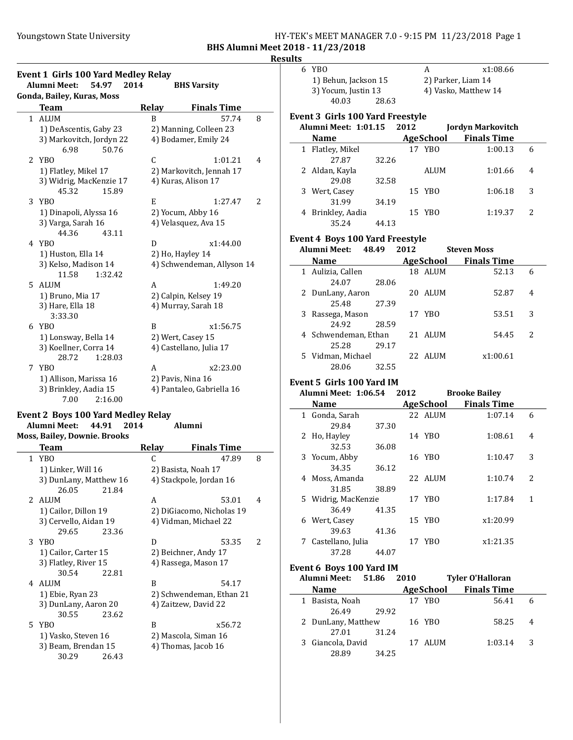Youngstown State University

BHS Alumni Meet 2018 - 11/23/2018

**Results**

### Event 1 Girls 100 Yard Medley Relay

**Alumni Meet: 54.97 2014 BHS Varsity**
**Gonda, Bailey, Kuras, Moss**

| | Team | Relay | Finals Time | |
|---|---|---|---|---|
| 1 | ALUM | B | 57.74 | 8 |
| | 1) DeAscentis, Gaby 23 | 2) Manning, Colleen 23 | | |
| | 3) Markovitch, Jordyn 22 | 4) Bodamer, Emily 24 | | |
| | 6.98 50.76 | | | |
| 2 | YBO | C | 1:01.21 | 4 |
| | 1) Flatley, Mikel 17 | 2) Markovitch, Jennah 17 | | |
| | 3) Widrig, MacKenzie 17 | 4) Kuras, Alison 17 | | |
| | 45.32 15.89 | | | |
| 3 | YBO | E | 1:27.47 | 2 |
| | 1) Dinapoli, Alyssa 16 | 2) Yocum, Abby 16 | | |
| | 3) Varga, Sarah 16 | 4) Velasquez, Ava 15 | | |
| | 44.36 43.11 | | | |
| 4 | YBO | D | x1:44.00 | |
| | 1) Huston, Ella 14 | 2) Ho, Hayley 14 | | |
| | 3) Kelso, Madison 14 | 4) Schwendeman, Allyson 14 | | |
| | 11.58 1:32.42 | | | |
| 5 | ALUM | A | 1:49.20 | |
| | 1) Bruno, Mia 17 | 2) Calpin, Kelsey 19 | | |
| | 3) Hare, Ella 18 | 4) Murray, Sarah 18 | | |
| | 3:33.30 | | | |
| 6 | YBO | B | x1:56.75 | |
| | 1) Lonsway, Bella 14 | 2) Wert, Casey 15 | | |
| | 3) Koellner, Corra 14 | 4) Castellano, Julia 17 | | |
| | 28.72 1:28.03 | | | |
| 7 | YBO | A | x2:23.00 | |
| | 1) Allison, Marissa 16 | 2) Pavis, Nina 16 | | |
| | 3) Brinkley, Aadia 15 | 4) Pantaleo, Gabriella 16 | | |
| | 7.00 2:16.00 | | | |

### Event 2 Boys 100 Yard Medley Relay

**Alumni Meet: 44.91 2014 Alumni**
**Moss, Bailey, Downie. Brooks**

| | Team | Relay | Finals Time | |
|---|---|---|---|---|
| 1 | YBO | C | 47.89 | 8 |
| | 1) Linker, Will 16 | 2) Basista, Noah 17 | | |
| | 3) DunLany, Matthew 16 | 4) Stackpole, Jordan 16 | | |
| | 26.05 21.84 | | | |
| 2 | ALUM | A | 53.01 | 4 |
| | 1) Cailor, Dillon 19 | 2) DiGiacomo, Nicholas 19 | | |
| | 3) Cervello, Aidan 19 | 4) Vidman, Michael 22 | | |
| | 29.65 23.36 | | | |
| 3 | YBO | D | 53.35 | 2 |
| | 1) Cailor, Carter 15 | 2) Beichner, Andy 17 | | |
| | 3) Flatley, River 15 | 4) Rassega, Mason 17 | | |
| | 30.54 22.81 | | | |
| 4 | ALUM | B | 54.17 | |
| | 1) Ebie, Ryan 23 | 2) Schwendeman, Ethan 21 | | |
| | 3) DunLany, Aaron 20 | 4) Zaitzew, David 22 | | |
| | 30.55 23.62 | | | |
| 5 | YBO | B | x56.72 | |
| | 1) Vasko, Steven 16 | 2) Mascola, Siman 16 | | |
| | 3) Beam, Brendan 15 | 4) Thomas, Jacob 16 | | |
| | 30.29 26.43 | | | |
| 6 | YBO | A | x1:08.66 | |
| | 1) Behun, Jackson 15 | 2) Parker, Liam 14 | | |
| | 3) Yocum, Justin 13 | 4) Vasko, Matthew 14 | | |
| | 40.03 28.63 | | | |

### Event 3 Girls 100 Yard Freestyle

**Alumni Meet: 1:01.15 2012 Jordyn Markovitch**

| | Name | Age | School | Finals Time | |
|---|---|---|---|---|---|
| 1 | Flatley, Mikel | 17 | YBO | 1:00.13 | 6 |
| | 27.87 32.26 | | | | |
| 2 | Aldan, Kayla | | ALUM | 1:01.66 | 4 |
| | 29.08 32.58 | | | | |
| 3 | Wert, Casey | 15 | YBO | 1:06.18 | 3 |
| | 31.99 34.19 | | | | |
| 4 | Brinkley, Aadia | 15 | YBO | 1:19.37 | 2 |
| | 35.24 44.13 | | | | |

### Event 4 Boys 100 Yard Freestyle

**Alumni Meet: 48.49 2012 Steven Moss**

| | Name | Age | School | Finals Time | |
|---|---|---|---|---|---|
| 1 | Aulizia, Callen | 18 | ALUM | 52.13 | 6 |
| | 24.07 28.06 | | | | |
| 2 | DunLany, Aaron | 20 | ALUM | 52.87 | 4 |
| | 25.48 27.39 | | | | |
| 3 | Rassega, Mason | 17 | YBO | 53.51 | 3 |
| | 24.92 28.59 | | | | |
| 4 | Schwendeman, Ethan | 21 | ALUM | 54.45 | 2 |
| | 25.28 29.17 | | | | |
| 5 | Vidman, Michael | 22 | ALUM | x1:00.61 | |
| | 28.06 32.55 | | | | |

### Event 5 Girls 100 Yard IM

**Alumni Meet: 1:06.54 2012 Brooke Bailey**

| | Name | Age | School | Finals Time | |
|---|---|---|---|---|---|
| 1 | Gonda, Sarah | 22 | ALUM | 1:07.14 | 6 |
| | 29.84 37.30 | | | | |
| 2 | Ho, Hayley | 14 | YBO | 1:08.61 | 4 |
| | 32.53 36.08 | | | | |
| 3 | Yocum, Abby | 16 | YBO | 1:10.47 | 3 |
| | 34.35 36.12 | | | | |
| 4 | Moss, Amanda | 22 | ALUM | 1:10.74 | 2 |
| | 31.85 38.89 | | | | |
| 5 | Widrig, MacKenzie | 17 | YBO | 1:17.84 | 1 |
| | 36.49 41.35 | | | | |
| 6 | Wert, Casey | 15 | YBO | x1:20.99 | |
| | 39.63 41.36 | | | | |
| 7 | Castellano, Julia | 17 | YBO | x1:21.35 | |
| | 37.28 44.07 | | | | |

### Event 6 Boys 100 Yard IM

**Alumni Meet: 51.86 2010 Tyler O'Halloran**

| | Name | Age | School | Finals Time | |
|---|---|---|---|---|---|
| 1 | Basista, Noah | 17 | YBO | 56.41 | 6 |
| | 26.49 29.92 | | | | |
| 2 | DunLany, Matthew | 16 | YBO | 58.25 | 4 |
| | 27.01 31.24 | | | | |
| 3 | Giancola, David | 17 | ALUM | 1:03.14 | 3 |
| | 28.89 34.25 | | | | |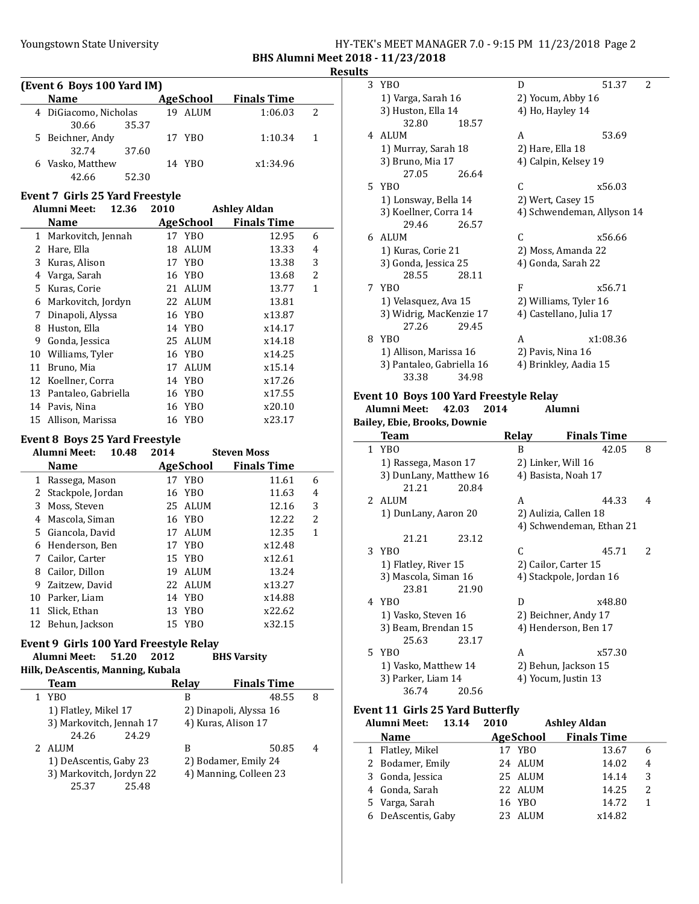BHS Alumni Meet 2018 - 11/23/2018

Results

### (Event 6 Boys 100 Yard IM)

| | Name | Age | School | Finals Time | |
|---|---|---|---|---|---|
| 4 | DiGiacomo, Nicholas | 19 | ALUM | 1:06.03 | 2 |
| | 30.66 35.37 | | | | |
| 5 | Beichner, Andy | 17 | YBO | 1:10.34 | 1 |
| | 32.74 37.60 | | | | |
| 6 | Vasko, Matthew | 14 | YBO | x1:34.96 | |
| | 42.66 52.30 | | | | |

### Event 7 Girls 25 Yard Freestyle

**Alumni Meet: 12.36 2010 Ashley Aldan**

| | Name | Age | School | Finals Time | |
|---|---|---|---|---|---|
| 1 | Markovitch, Jennah | 17 | YBO | 12.95 | 6 |
| 2 | Hare, Ella | 18 | ALUM | 13.33 | 4 |
| 3 | Kuras, Alison | 17 | YBO | 13.38 | 3 |
| 4 | Varga, Sarah | 16 | YBO | 13.68 | 2 |
| 5 | Kuras, Corie | 21 | ALUM | 13.77 | 1 |
| 6 | Markovitch, Jordyn | 22 | ALUM | 13.81 | |
| 7 | Dinapoli, Alyssa | 16 | YBO | x13.87 | |
| 8 | Huston, Ella | 14 | YBO | x14.17 | |
| 9 | Gonda, Jessica | 25 | ALUM | x14.18 | |
| 10 | Williams, Tyler | 16 | YBO | x14.25 | |
| 11 | Bruno, Mia | 17 | ALUM | x15.14 | |
| 12 | Koellner, Corra | 14 | YBO | x17.26 | |
| 13 | Pantaleo, Gabriella | 16 | YBO | x17.55 | |
| 14 | Pavis, Nina | 16 | YBO | x20.10 | |
| 15 | Allison, Marissa | 16 | YBO | x23.17 | |

### Event 8 Boys 25 Yard Freestyle

**Alumni Meet: 10.48 2014 Steven Moss**

| | Name | Age | School | Finals Time | |
|---|---|---|---|---|---|
| 1 | Rassega, Mason | 17 | YBO | 11.61 | 6 |
| 2 | Stackpole, Jordan | 16 | YBO | 11.63 | 4 |
| 3 | Moss, Steven | 25 | ALUM | 12.16 | 3 |
| 4 | Mascola, Siman | 16 | YBO | 12.22 | 2 |
| 5 | Giancola, David | 17 | ALUM | 12.35 | 1 |
| 6 | Henderson, Ben | 17 | YBO | x12.48 | |
| 7 | Cailor, Carter | 15 | YBO | x12.61 | |
| 8 | Cailor, Dillon | 19 | ALUM | 13.24 | |
| 9 | Zaitzew, David | 22 | ALUM | x13.27 | |
| 10 | Parker, Liam | 14 | YBO | x14.88 | |
| 11 | Slick, Ethan | 13 | YBO | x22.62 | |
| 12 | Behun, Jackson | 15 | YBO | x32.15 | |

### Event 9 Girls 100 Yard Freestyle Relay

**Alumni Meet: 51.20 2012 BHS Varsity**

**Hilk, DeAscentis, Manning, Kubala**

| | Team | Relay | Finals Time | |
|---|---|---|---|---|
| 1 | YBO | B | 48.55 | 8 |
| | 1) Flatley, Mikel 17; 2) Dinapoli, Alyssa 16; 3) Markovitch, Jennah 17; 4) Kuras, Alison 17 | | | |
| | 24.26 24.29 | | | |
| 2 | ALUM | B | 50.85 | 4 |
| | 1) DeAscentis, Gaby 23; 2) Bodamer, Emily 24; 3) Markovitch, Jordyn 22; 4) Manning, Colleen 23 | | | |
| | 25.37 25.48 | | | |
| 3 | YBO | D | 51.37 | 2 |
| | 1) Varga, Sarah 16; 2) Yocum, Abby 16; 3) Huston, Ella 14; 4) Ho, Hayley 14 | | | |
| | 32.80 18.57 | | | |
| 4 | ALUM | A | 53.69 | |
| | 1) Murray, Sarah 18; 2) Hare, Ella 18; 3) Bruno, Mia 17; 4) Calpin, Kelsey 19 | | | |
| | 27.05 26.64 | | | |
| 5 | YBO | C | x56.03 | |
| | 1) Lonsway, Bella 14; 2) Wert, Casey 15; 3) Koellner, Corra 14; 4) Schwendeman, Allyson 14 | | | |
| | 29.46 26.57 | | | |
| 6 | ALUM | C | x56.66 | |
| | 1) Kuras, Corie 21; 2) Moss, Amanda 22; 3) Gonda, Jessica 25; 4) Gonda, Sarah 22 | | | |
| | 28.55 28.11 | | | |
| 7 | YBO | F | x56.71 | |
| | 1) Velasquez, Ava 15; 2) Williams, Tyler 16; 3) Widrig, MacKenzie 17; 4) Castellano, Julia 17 | | | |
| | 27.26 29.45 | | | |
| 8 | YBO | A | x1:08.36 | |
| | 1) Allison, Marissa 16; 2) Pavis, Nina 16; 3) Pantaleo, Gabriella 16; 4) Brinkley, Aadia 15 | | | |
| | 33.38 34.98 | | | |

### Event 10 Boys 100 Yard Freestyle Relay

**Alumni Meet: 42.03 2014 Alumni**

**Bailey, Ebie, Brooks, Downie**

| | Team | Relay | Finals Time | |
|---|---|---|---|---|
| 1 | YBO | B | 42.05 | 8 |
| | 1) Rassega, Mason 17; 2) Linker, Will 16; 3) DunLany, Matthew 16; 4) Basista, Noah 17 | | | |
| | 21.21 20.84 | | | |
| 2 | ALUM | A | 44.33 | 4 |
| | 1) DunLany, Aaron 20; 2) Aulizia, Callen 18; 4) Schwendeman, Ethan 21 | | | |
| | 21.21 23.12 | | | |
| 3 | YBO | C | 45.71 | 2 |
| | 1) Flatley, River 15; 2) Cailor, Carter 15; 3) Mascola, Siman 16; 4) Stackpole, Jordan 16 | | | |
| | 23.81 21.90 | | | |
| 4 | YBO | D | x48.80 | |
| | 1) Vasko, Steven 16; 2) Beichner, Andy 17; 3) Beam, Brendan 15; 4) Henderson, Ben 17 | | | |
| | 25.63 23.17 | | | |
| 5 | YBO | A | x57.30 | |
| | 1) Vasko, Matthew 14; 2) Behun, Jackson 15; 3) Parker, Liam 14; 4) Yocum, Justin 13 | | | |
| | 36.74 20.56 | | | |

### Event 11 Girls 25 Yard Butterfly

**Alumni Meet: 13.14 2010 Ashley Aldan**

| | Name | Age | School | Finals Time | |
|---|---|---|---|---|---|
| 1 | Flatley, Mikel | 17 | YBO | 13.67 | 6 |
| 2 | Bodamer, Emily | 24 | ALUM | 14.02 | 4 |
| 3 | Gonda, Jessica | 25 | ALUM | 14.14 | 3 |
| 4 | Gonda, Sarah | 22 | ALUM | 14.25 | 2 |
| 5 | Varga, Sarah | 16 | YBO | 14.72 | 1 |
| 6 | DeAscentis, Gaby | 23 | ALUM | x14.82 | |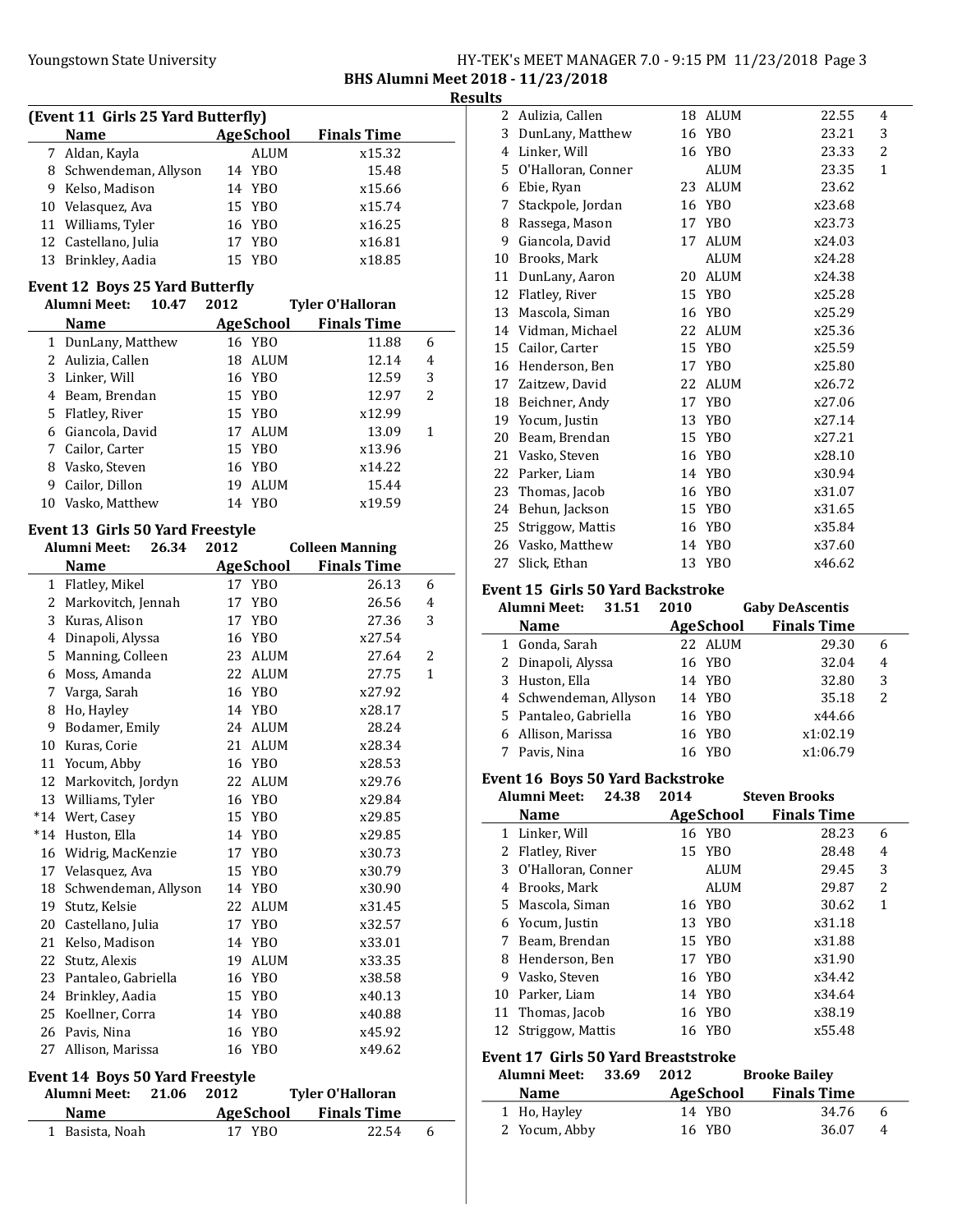## (Event 11 Girls 25 Yard Butterfly)

| | Name | Age | School | Finals Time | |
|---|---|---|---|---|---|
| 7 | Aldan, Kayla | | ALUM | x15.32 | |
| 8 | Schwendeman, Allyson | 14 | YBO | 15.48 | |
| 9 | Kelso, Madison | 14 | YBO | x15.66 | |
| 10 | Velasquez, Ava | 15 | YBO | x15.74 | |
| 11 | Williams, Tyler | 16 | YBO | x16.25 | |
| 12 | Castellano, Julia | 17 | YBO | x16.81 | |
| 13 | Brinkley, Aadia | 15 | YBO | x18.85 | |

## Event 12 Boys 25 Yard Butterfly

**Alumni Meet: 10.47 2012 Tyler O'Halloran**

| | Name | Age | School | Finals Time | |
|---|---|---|---|---|---|
| 1 | DunLany, Matthew | 16 | YBO | 11.88 | 6 |
| 2 | Aulizia, Callen | 18 | ALUM | 12.14 | 4 |
| 3 | Linker, Will | 16 | YBO | 12.59 | 3 |
| 4 | Beam, Brendan | 15 | YBO | 12.97 | 2 |
| 5 | Flatley, River | 15 | YBO | x12.99 | |
| 6 | Giancola, David | 17 | ALUM | 13.09 | 1 |
| 7 | Cailor, Carter | 15 | YBO | x13.96 | |
| 8 | Vasko, Steven | 16 | YBO | x14.22 | |
| 9 | Cailor, Dillon | 19 | ALUM | 15.44 | |
| 10 | Vasko, Matthew | 14 | YBO | x19.59 | |

## Event 13 Girls 50 Yard Freestyle

**Alumni Meet: 26.34 2012 Colleen Manning**

| | Name | Age | School | Finals Time | |
|---|---|---|---|---|---|
| 1 | Flatley, Mikel | 17 | YBO | 26.13 | 6 |
| 2 | Markovitch, Jennah | 17 | YBO | 26.56 | 4 |
| 3 | Kuras, Alison | 17 | YBO | 27.36 | 3 |
| 4 | Dinapoli, Alyssa | 16 | YBO | x27.54 | |
| 5 | Manning, Colleen | 23 | ALUM | 27.64 | 2 |
| 6 | Moss, Amanda | 22 | ALUM | 27.75 | 1 |
| 7 | Varga, Sarah | 16 | YBO | x27.92 | |
| 8 | Ho, Hayley | 14 | YBO | x28.17 | |
| 9 | Bodamer, Emily | 24 | ALUM | 28.24 | |
| 10 | Kuras, Corie | 21 | ALUM | x28.34 | |
| 11 | Yocum, Abby | 16 | YBO | x28.53 | |
| 12 | Markovitch, Jordyn | 22 | ALUM | x29.76 | |
| 13 | Williams, Tyler | 16 | YBO | x29.84 | |
| *14 | Wert, Casey | 15 | YBO | x29.85 | |
| *14 | Huston, Ella | 14 | YBO | x29.85 | |
| 16 | Widrig, MacKenzie | 17 | YBO | x30.73 | |
| 17 | Velasquez, Ava | 15 | YBO | x30.79 | |
| 18 | Schwendeman, Allyson | 14 | YBO | x30.90 | |
| 19 | Stutz, Kelsie | 22 | ALUM | x31.45 | |
| 20 | Castellano, Julia | 17 | YBO | x32.57 | |
| 21 | Kelso, Madison | 14 | YBO | x33.01 | |
| 22 | Stutz, Alexis | 19 | ALUM | x33.35 | |
| 23 | Pantaleo, Gabriella | 16 | YBO | x38.58 | |
| 24 | Brinkley, Aadia | 15 | YBO | x40.13 | |
| 25 | Koellner, Corra | 14 | YBO | x40.88 | |
| 26 | Pavis, Nina | 16 | YBO | x45.92 | |
| 27 | Allison, Marissa | 16 | YBO | x49.62 | |

## Event 14 Boys 50 Yard Freestyle

**Alumni Meet: 21.06 2012 Tyler O'Halloran**

| | Name | Age | School | Finals Time | |
|---|---|---|---|---|---|
| 1 | Basista, Noah | 17 | YBO | 22.54 | 6 |
| 2 | Aulizia, Callen | 18 | ALUM | 22.55 | 4 |
| 3 | DunLany, Matthew | 16 | YBO | 23.21 | 3 |
| 4 | Linker, Will | 16 | YBO | 23.33 | 2 |
| 5 | O'Halloran, Conner | | ALUM | 23.35 | 1 |
| 6 | Ebie, Ryan | 23 | ALUM | 23.62 | |
| 7 | Stackpole, Jordan | 16 | YBO | x23.68 | |
| 8 | Rassega, Mason | 17 | YBO | x23.73 | |
| 9 | Giancola, David | 17 | ALUM | x24.03 | |
| 10 | Brooks, Mark | | ALUM | x24.28 | |
| 11 | DunLany, Aaron | 20 | ALUM | x24.38 | |
| 12 | Flatley, River | 15 | YBO | x25.28 | |
| 13 | Mascola, Siman | 16 | YBO | x25.29 | |
| 14 | Vidman, Michael | 22 | ALUM | x25.36 | |
| 15 | Cailor, Carter | 15 | YBO | x25.59 | |
| 16 | Henderson, Ben | 17 | YBO | x25.80 | |
| 17 | Zaitzew, David | 22 | ALUM | x26.72 | |
| 18 | Beichner, Andy | 17 | YBO | x27.06 | |
| 19 | Yocum, Justin | 13 | YBO | x27.14 | |
| 20 | Beam, Brendan | 15 | YBO | x27.21 | |
| 21 | Vasko, Steven | 16 | YBO | x28.10 | |
| 22 | Parker, Liam | 14 | YBO | x30.94 | |
| 23 | Thomas, Jacob | 16 | YBO | x31.07 | |
| 24 | Behun, Jackson | 15 | YBO | x31.65 | |
| 25 | Striggow, Mattis | 16 | YBO | x35.84 | |
| 26 | Vasko, Matthew | 14 | YBO | x37.60 | |
| 27 | Slick, Ethan | 13 | YBO | x46.62 | |

## Event 15 Girls 50 Yard Backstroke

**Alumni Meet: 31.51 2010 Gaby DeAscentis**

| | Name | Age | School | Finals Time | |
|---|---|---|---|---|---|
| 1 | Gonda, Sarah | 22 | ALUM | 29.30 | 6 |
| 2 | Dinapoli, Alyssa | 16 | YBO | 32.04 | 4 |
| 3 | Huston, Ella | 14 | YBO | 32.80 | 3 |
| 4 | Schwendeman, Allyson | 14 | YBO | 35.18 | 2 |
| 5 | Pantaleo, Gabriella | 16 | YBO | x44.66 | |
| 6 | Allison, Marissa | 16 | YBO | x1:02.19 | |
| 7 | Pavis, Nina | 16 | YBO | x1:06.79 | |

## Event 16 Boys 50 Yard Backstroke

**Alumni Meet: 24.38 2014 Steven Brooks**

| | Name | Age | School | Finals Time | |
|---|---|---|---|---|---|
| 1 | Linker, Will | 16 | YBO | 28.23 | 6 |
| 2 | Flatley, River | 15 | YBO | 28.48 | 4 |
| 3 | O'Halloran, Conner | | ALUM | 29.45 | 3 |
| 4 | Brooks, Mark | | ALUM | 29.87 | 2 |
| 5 | Mascola, Siman | 16 | YBO | 30.62 | 1 |
| 6 | Yocum, Justin | 13 | YBO | x31.18 | |
| 7 | Beam, Brendan | 15 | YBO | x31.88 | |
| 8 | Henderson, Ben | 17 | YBO | x31.90 | |
| 9 | Vasko, Steven | 16 | YBO | x34.42 | |
| 10 | Parker, Liam | 14 | YBO | x34.64 | |
| 11 | Thomas, Jacob | 16 | YBO | x38.19 | |
| 12 | Striggow, Mattis | 16 | YBO | x55.48 | |

## Event 17 Girls 50 Yard Breaststroke

**Alumni Meet: 33.69 2012 Brooke Bailey**

| | Name | Age | School | Finals Time | |
|---|---|---|---|---|---|
| 1 | Ho, Hayley | 14 | YBO | 34.76 | 6 |
| 2 | Yocum, Abby | 16 | YBO | 36.07 | 4 |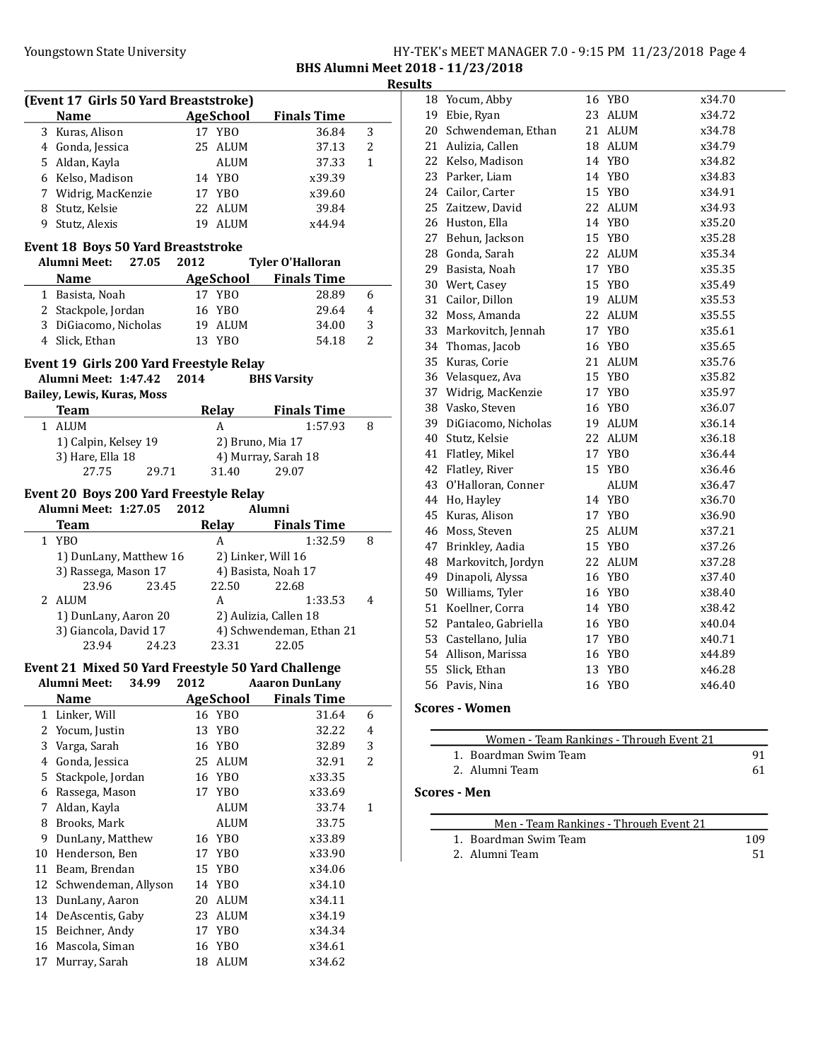## BHS Alumni Meet 2018 - 11/23/2018

### Results

#### (Event 17 Girls 50 Yard Breaststroke)

| | Name | Age | School | Finals Time | |
|---|---|---|---|---|---|
| 3 | Kuras, Alison | 17 | YBO | 36.84 | 3 |
| 4 | Gonda, Jessica | 25 | ALUM | 37.13 | 2 |
| 5 | Aldan, Kayla | | ALUM | 37.33 | 1 |
| 6 | Kelso, Madison | 14 | YBO | x39.39 | |
| 7 | Widrig, MacKenzie | 17 | YBO | x39.60 | |
| 8 | Stutz, Kelsie | 22 | ALUM | 39.84 | |
| 9 | Stutz, Alexis | 19 | ALUM | x44.94 | |

#### Event 18 Boys 50 Yard Breaststroke

**Alumni Meet: 27.05 2012 Tyler O'Halloran**

| | Name | Age | School | Finals Time | |
|---|---|---|---|---|---|
| 1 | Basista, Noah | 17 | YBO | 28.89 | 6 |
| 2 | Stackpole, Jordan | 16 | YBO | 29.64 | 4 |
| 3 | DiGiacomo, Nicholas | 19 | ALUM | 34.00 | 3 |
| 4 | Slick, Ethan | 13 | YBO | 54.18 | 2 |

#### Event 19 Girls 200 Yard Freestyle Relay

**Alumni Meet: 1:47.42 2014 BHS Varsity**
**Bailey, Lewis, Kuras, Moss**

| | Team | Relay | Finals Time | |
|---|---|---|---|---|
| 1 | ALUM | A | 1:57.93 | 8 |

1) Calpin, Kelsey 19 2) Bruno, Mia 17
3) Hare, Ella 18 4) Murray, Sarah 18
27.75 29.71 31.40 29.07

#### Event 20 Boys 200 Yard Freestyle Relay

**Alumni Meet: 1:27.05 2012 Alumni**

| | Team | Relay | Finals Time | |
|---|---|---|---|---|
| 1 | YBO | A | 1:32.59 | 8 |
| 2 | ALUM | A | 1:33.53 | 4 |

1 YBO:
1) DunLany, Matthew 16 2) Linker, Will 16
3) Rassega, Mason 17 4) Basista, Noah 17
23.96 23.45 22.50 22.68

2 ALUM:
1) DunLany, Aaron 20 2) Aulizia, Callen 18
3) Giancola, David 17 4) Schwendeman, Ethan 21
23.94 24.23 23.31 22.05

#### Event 21 Mixed 50 Yard Freestyle 50 Yard Challenge

**Alumni Meet: 34.99 2012 Aaaron DunLany**

| | Name | Age | School | Finals Time | |
|---|---|---|---|---|---|
| 1 | Linker, Will | 16 | YBO | 31.64 | 6 |
| 2 | Yocum, Justin | 13 | YBO | 32.22 | 4 |
| 3 | Varga, Sarah | 16 | YBO | 32.89 | 3 |
| 4 | Gonda, Jessica | 25 | ALUM | 32.91 | 2 |
| 5 | Stackpole, Jordan | 16 | YBO | x33.35 | |
| 6 | Rassega, Mason | 17 | YBO | x33.69 | |
| 7 | Aldan, Kayla | | ALUM | 33.74 | 1 |
| 8 | Brooks, Mark | | ALUM | 33.75 | |
| 9 | DunLany, Matthew | 16 | YBO | x33.89 | |
| 10 | Henderson, Ben | 17 | YBO | x33.90 | |
| 11 | Beam, Brendan | 15 | YBO | x34.06 | |
| 12 | Schwendeman, Allyson | 14 | YBO | x34.10 | |
| 13 | DunLany, Aaron | 20 | ALUM | x34.11 | |
| 14 | DeAscentis, Gaby | 23 | ALUM | x34.19 | |
| 15 | Beichner, Andy | 17 | YBO | x34.34 | |
| 16 | Mascola, Siman | 16 | YBO | x34.61 | |
| 17 | Murray, Sarah | 18 | ALUM | x34.62 | |
| 18 | Yocum, Abby | 16 | YBO | x34.70 | |
| 19 | Ebie, Ryan | 23 | ALUM | x34.72 | |
| 20 | Schwendeman, Ethan | 21 | ALUM | x34.78 | |
| 21 | Aulizia, Callen | 18 | ALUM | x34.79 | |
| 22 | Kelso, Madison | 14 | YBO | x34.82 | |
| 23 | Parker, Liam | 14 | YBO | x34.83 | |
| 24 | Cailor, Carter | 15 | YBO | x34.91 | |
| 25 | Zaitzew, David | 22 | ALUM | x34.93 | |
| 26 | Huston, Ella | 14 | YBO | x35.20 | |
| 27 | Behun, Jackson | 15 | YBO | x35.28 | |
| 28 | Gonda, Sarah | 22 | ALUM | x35.34 | |
| 29 | Basista, Noah | 17 | YBO | x35.35 | |
| 30 | Wert, Casey | 15 | YBO | x35.49 | |
| 31 | Cailor, Dillon | 19 | ALUM | x35.53 | |
| 32 | Moss, Amanda | 22 | ALUM | x35.55 | |
| 33 | Markovitch, Jennah | 17 | YBO | x35.61 | |
| 34 | Thomas, Jacob | 16 | YBO | x35.65 | |
| 35 | Kuras, Corie | 21 | ALUM | x35.76 | |
| 36 | Velasquez, Ava | 15 | YBO | x35.82 | |
| 37 | Widrig, MacKenzie | 17 | YBO | x35.97 | |
| 38 | Vasko, Steven | 16 | YBO | x36.07 | |
| 39 | DiGiacomo, Nicholas | 19 | ALUM | x36.14 | |
| 40 | Stutz, Kelsie | 22 | ALUM | x36.18 | |
| 41 | Flatley, Mikel | 17 | YBO | x36.44 | |
| 42 | Flatley, River | 15 | YBO | x36.46 | |
| 43 | O'Halloran, Conner | | ALUM | x36.47 | |
| 44 | Ho, Hayley | 14 | YBO | x36.70 | |
| 45 | Kuras, Alison | 17 | YBO | x36.90 | |
| 46 | Moss, Steven | 25 | ALUM | x37.21 | |
| 47 | Brinkley, Aadia | 15 | YBO | x37.26 | |
| 48 | Markovitch, Jordyn | 22 | ALUM | x37.28 | |
| 49 | Dinapoli, Alyssa | 16 | YBO | x37.40 | |
| 50 | Williams, Tyler | 16 | YBO | x38.40 | |
| 51 | Koellner, Corra | 14 | YBO | x38.42 | |
| 52 | Pantaleo, Gabriella | 16 | YBO | x40.04 | |
| 53 | Castellano, Julia | 17 | YBO | x40.71 | |
| 54 | Allison, Marissa | 16 | YBO | x44.89 | |
| 55 | Slick, Ethan | 13 | YBO | x46.28 | |
| 56 | Pavis, Nina | 16 | YBO | x46.40 | |

### Scores - Women

| Women - Team Rankings - Through Event 21 | |
|---|---|
| 1. Boardman Swim Team | 91 |
| 2. Alumni Team | 61 |

### Scores - Men

| Men - Team Rankings - Through Event 21 | |
|---|---|
| 1. Boardman Swim Team | 109 |
| 2. Alumni Team | 51 |